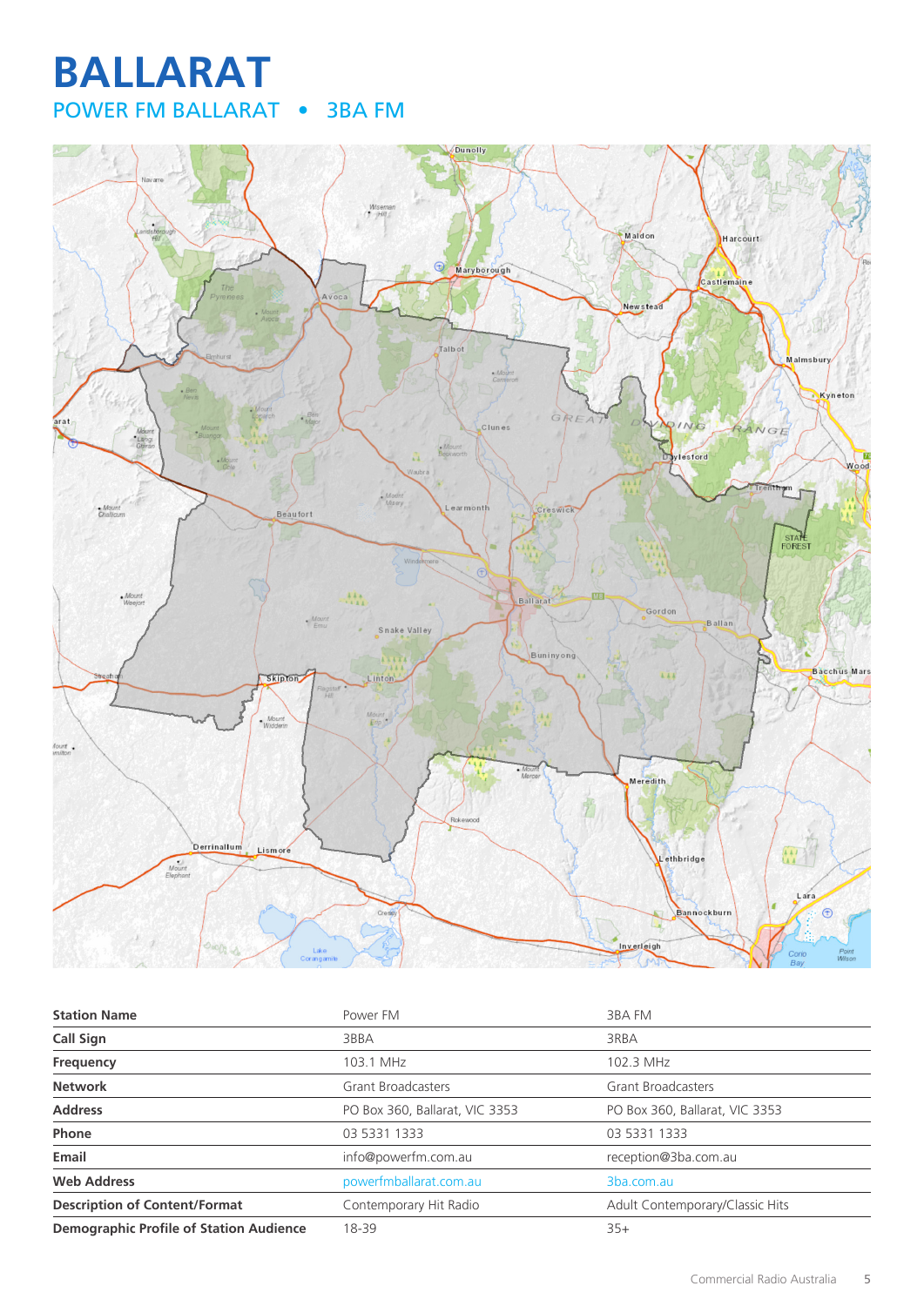# BALLARAT

## POWER FM BALLARAT • 3BA FM

| Station Name | Power FM | 3BA FM |
|---|---|---|
| Call Sign | 3BBA | 3RBA |
| Frequency | 103.1 MHz | 102.3 MHz |
| Network | Grant Broadcasters | Grant Broadcasters |
| Address | PO Box 360, Ballarat, VIC 3353 | PO Box 360, Ballarat, VIC 3353 |
| Phone | 03 5331 1333 | 03 5331 1333 |
| Email | info@powerfm.com.au | reception@3ba.com.au |
| Web Address | powerfmballarat.com.au | 3ba.com.au |
| Description of Content/Format | Contemporary Hit Radio | Adult Contemporary/Classic Hits |
| Demographic Profile of Station Audience | 18-39 | 35+ |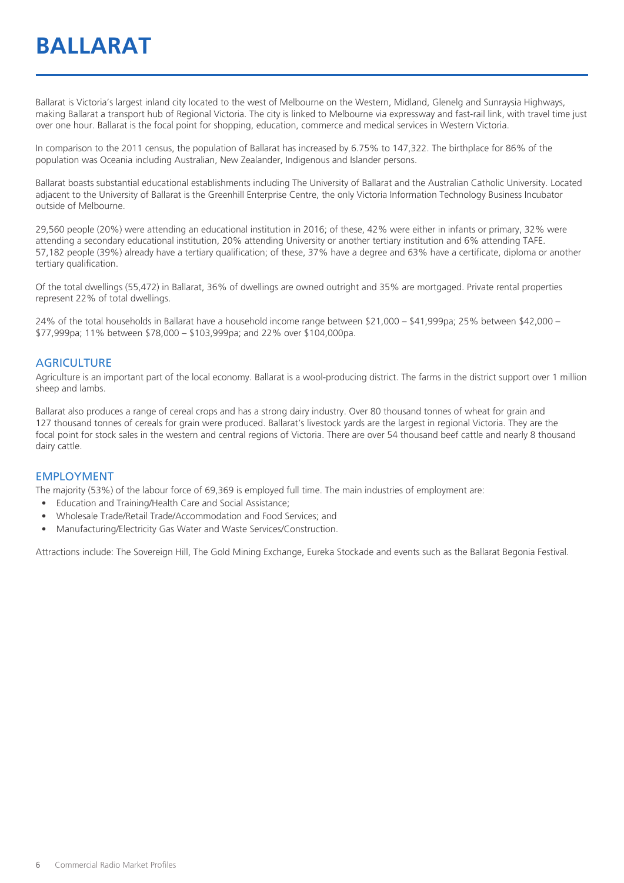# BALLARAT

Ballarat is Victoria's largest inland city located to the west of Melbourne on the Western, Midland, Glenelg and Sunraysia Highways, making Ballarat a transport hub of Regional Victoria. The city is linked to Melbourne via expressway and fast-rail link, with travel time just over one hour. Ballarat is the focal point for shopping, education, commerce and medical services in Western Victoria.

In comparison to the 2011 census, the population of Ballarat has increased by 6.75% to 147,322. The birthplace for 86% of the population was Oceania including Australian, New Zealander, Indigenous and Islander persons.

Ballarat boasts substantial educational establishments including The University of Ballarat and the Australian Catholic University. Located adjacent to the University of Ballarat is the Greenhill Enterprise Centre, the only Victoria Information Technology Business Incubator outside of Melbourne.

29,560 people (20%) were attending an educational institution in 2016; of these, 42% were either in infants or primary, 32% were attending a secondary educational institution, 20% attending University or another tertiary institution and 6% attending TAFE. 57,182 people (39%) already have a tertiary qualification; of these, 37% have a degree and 63% have a certificate, diploma or another tertiary qualification.

Of the total dwellings (55,472) in Ballarat, 36% of dwellings are owned outright and 35% are mortgaged. Private rental properties represent 22% of total dwellings.

24% of the total households in Ballarat have a household income range between $21,000 – $41,999pa; 25% between $42,000 – $77,999pa; 11% between $78,000 – $103,999pa; and 22% over $104,000pa.

## AGRICULTURE

Agriculture is an important part of the local economy. Ballarat is a wool-producing district. The farms in the district support over 1 million sheep and lambs.

Ballarat also produces a range of cereal crops and has a strong dairy industry. Over 80 thousand tonnes of wheat for grain and 127 thousand tonnes of cereals for grain were produced. Ballarat's livestock yards are the largest in regional Victoria. They are the focal point for stock sales in the western and central regions of Victoria. There are over 54 thousand beef cattle and nearly 8 thousand dairy cattle.

## EMPLOYMENT

The majority (53%) of the labour force of 69,369 is employed full time. The main industries of employment are:

- Education and Training/Health Care and Social Assistance;
- Wholesale Trade/Retail Trade/Accommodation and Food Services; and
- Manufacturing/Electricity Gas Water and Waste Services/Construction.

Attractions include: The Sovereign Hill, The Gold Mining Exchange, Eureka Stockade and events such as the Ballarat Begonia Festival.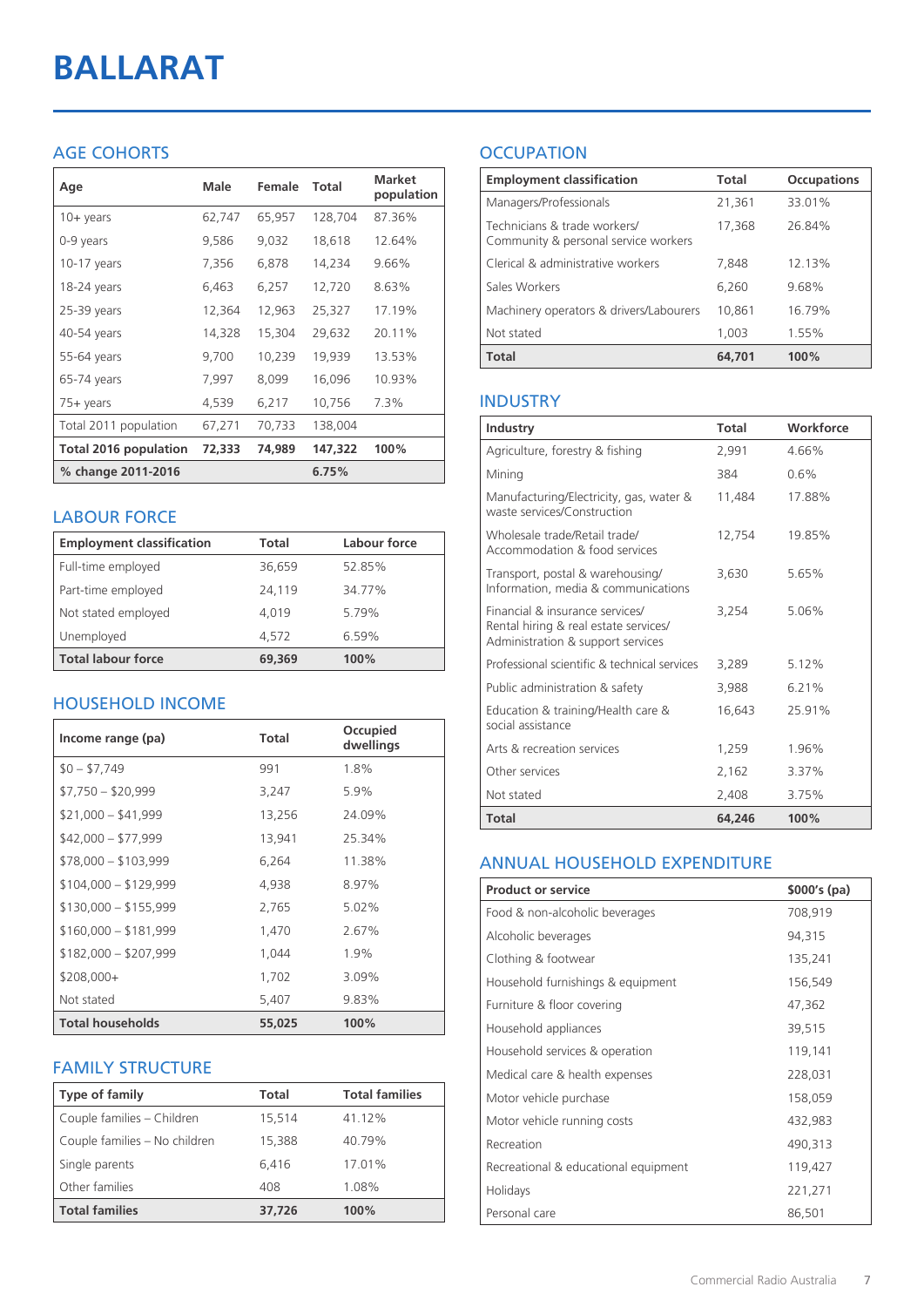# BALLARAT

## AGE COHORTS

| Age | Male | Female | Total | Market population |
|---|---|---|---|---|
| 10+ years | 62,747 | 65,957 | 128,704 | 87.36% |
| 0-9 years | 9,586 | 9,032 | 18,618 | 12.64% |
| 10-17 years | 7,356 | 6,878 | 14,234 | 9.66% |
| 18-24 years | 6,463 | 6,257 | 12,720 | 8.63% |
| 25-39 years | 12,364 | 12,963 | 25,327 | 17.19% |
| 40-54 years | 14,328 | 15,304 | 29,632 | 20.11% |
| 55-64 years | 9,700 | 10,239 | 19,939 | 13.53% |
| 65-74 years | 7,997 | 8,099 | 16,096 | 10.93% |
| 75+ years | 4,539 | 6,217 | 10,756 | 7.3% |
| Total 2011 population | 67,271 | 70,733 | 138,004 | |
| **Total 2016 population** | **72,333** | **74,989** | **147,322** | **100%** |
| **% change 2011-2016** | | | **6.75%** | |

## LABOUR FORCE

| Employment classification | Total | Labour force |
|---|---|---|
| Full-time employed | 36,659 | 52.85% |
| Part-time employed | 24,119 | 34.77% |
| Not stated employed | 4,019 | 5.79% |
| Unemployed | 4,572 | 6.59% |
| **Total labour force** | **69,369** | **100%** |

## HOUSEHOLD INCOME

| Income range (pa) | Total | Occupied dwellings |
|---|---|---|
| $0 – $7,749 | 991 | 1.8% |
| $7,750 – $20,999 | 3,247 | 5.9% |
| $21,000 – $41,999 | 13,256 | 24.09% |
| $42,000 – $77,999 | 13,941 | 25.34% |
| $78,000 – $103,999 | 6,264 | 11.38% |
| $104,000 – $129,999 | 4,938 | 8.97% |
| $130,000 – $155,999 | 2,765 | 5.02% |
| $160,000 – $181,999 | 1,470 | 2.67% |
| $182,000 – $207,999 | 1,044 | 1.9% |
| $208,000+ | 1,702 | 3.09% |
| Not stated | 5,407 | 9.83% |
| **Total households** | **55,025** | **100%** |

## FAMILY STRUCTURE

| Type of family | Total | Total families |
|---|---|---|
| Couple families – Children | 15,514 | 41.12% |
| Couple families – No children | 15,388 | 40.79% |
| Single parents | 6,416 | 17.01% |
| Other families | 408 | 1.08% |
| **Total families** | **37,726** | **100%** |

## OCCUPATION

| Employment classification | Total | Occupations |
|---|---|---|
| Managers/Professionals | 21,361 | 33.01% |
| Technicians & trade workers/ Community & personal service workers | 17,368 | 26.84% |
| Clerical & administrative workers | 7,848 | 12.13% |
| Sales Workers | 6,260 | 9.68% |
| Machinery operators & drivers/Labourers | 10,861 | 16.79% |
| Not stated | 1,003 | 1.55% |
| **Total** | **64,701** | **100%** |

## INDUSTRY

| Industry | Total | Workforce |
|---|---|---|
| Agriculture, forestry & fishing | 2,991 | 4.66% |
| Mining | 384 | 0.6% |
| Manufacturing/Electricity, gas, water & waste services/Construction | 11,484 | 17.88% |
| Wholesale trade/Retail trade/ Accommodation & food services | 12,754 | 19.85% |
| Transport, postal & warehousing/ Information, media & communications | 3,630 | 5.65% |
| Financial & insurance services/ Rental hiring & real estate services/ Administration & support services | 3,254 | 5.06% |
| Professional scientific & technical services | 3,289 | 5.12% |
| Public administration & safety | 3,988 | 6.21% |
| Education & training/Health care & social assistance | 16,643 | 25.91% |
| Arts & recreation services | 1,259 | 1.96% |
| Other services | 2,162 | 3.37% |
| Not stated | 2,408 | 3.75% |
| **Total** | **64,246** | **100%** |

## ANNUAL HOUSEHOLD EXPENDITURE

| Product or service | $000's (pa) |
|---|---|
| Food & non-alcoholic beverages | 708,919 |
| Alcoholic beverages | 94,315 |
| Clothing & footwear | 135,241 |
| Household furnishings & equipment | 156,549 |
| Furniture & floor covering | 47,362 |
| Household appliances | 39,515 |
| Household services & operation | 119,141 |
| Medical care & health expenses | 228,031 |
| Motor vehicle purchase | 158,059 |
| Motor vehicle running costs | 432,983 |
| Recreation | 490,313 |
| Recreational & educational equipment | 119,427 |
| Holidays | 221,271 |
| Personal care | 86,501 |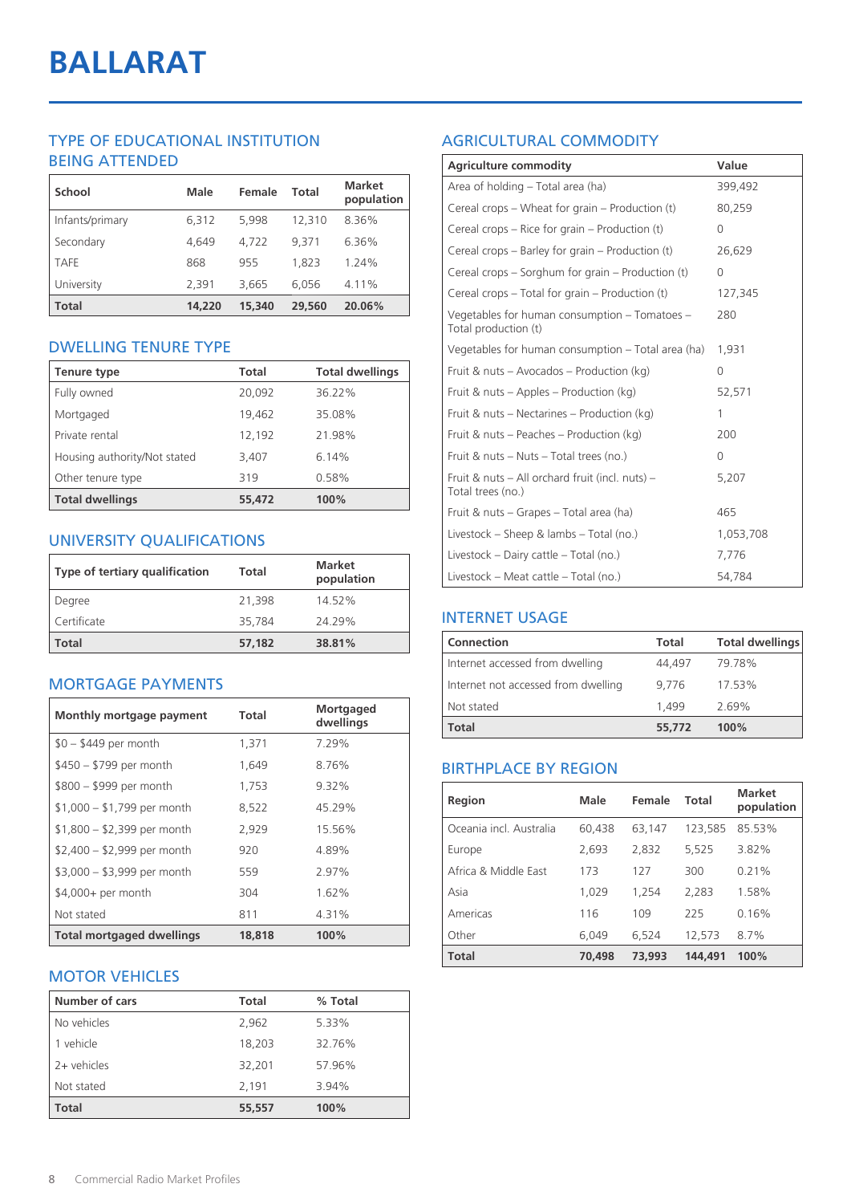# BALLARAT

## TYPE OF EDUCATIONAL INSTITUTION BEING ATTENDED

| School | Male | Female | Total | Market population |
|---|---|---|---|---|
| Infants/primary | 6,312 | 5,998 | 12,310 | 8.36% |
| Secondary | 4,649 | 4,722 | 9,371 | 6.36% |
| TAFE | 868 | 955 | 1,823 | 1.24% |
| University | 2,391 | 3,665 | 6,056 | 4.11% |
| **Total** | **14,220** | **15,340** | **29,560** | **20.06%** |

## DWELLING TENURE TYPE

| Tenure type | Total | Total dwellings |
|---|---|---|
| Fully owned | 20,092 | 36.22% |
| Mortgaged | 19,462 | 35.08% |
| Private rental | 12,192 | 21.98% |
| Housing authority/Not stated | 3,407 | 6.14% |
| Other tenure type | 319 | 0.58% |
| **Total dwellings** | **55,472** | **100%** |

## UNIVERSITY QUALIFICATIONS

| Type of tertiary qualification | Total | Market population |
|---|---|---|
| Degree | 21,398 | 14.52% |
| Certificate | 35,784 | 24.29% |
| **Total** | **57,182** | **38.81%** |

## MORTGAGE PAYMENTS

| Monthly mortgage payment | Total | Mortgaged dwellings |
|---|---|---|
| $0 – $449 per month | 1,371 | 7.29% |
| $450 – $799 per month | 1,649 | 8.76% |
| $800 – $999 per month | 1,753 | 9.32% |
| $1,000 – $1,799 per month | 8,522 | 45.29% |
| $1,800 – $2,399 per month | 2,929 | 15.56% |
| $2,400 – $2,999 per month | 920 | 4.89% |
| $3,000 – $3,999 per month | 559 | 2.97% |
| $4,000+ per month | 304 | 1.62% |
| Not stated | 811 | 4.31% |
| **Total mortgaged dwellings** | **18,818** | **100%** |

## MOTOR VEHICLES

| Number of cars | Total | % Total |
|---|---|---|
| No vehicles | 2,962 | 5.33% |
| 1 vehicle | 18,203 | 32.76% |
| 2+ vehicles | 32,201 | 57.96% |
| Not stated | 2,191 | 3.94% |
| **Total** | **55,557** | **100%** |

## AGRICULTURAL COMMODITY

| Agriculture commodity | Value |
|---|---|
| Area of holding – Total area (ha) | 399,492 |
| Cereal crops – Wheat for grain – Production (t) | 80,259 |
| Cereal crops – Rice for grain – Production (t) | 0 |
| Cereal crops – Barley for grain – Production (t) | 26,629 |
| Cereal crops – Sorghum for grain – Production (t) | 0 |
| Cereal crops – Total for grain – Production (t) | 127,345 |
| Vegetables for human consumption – Tomatoes – Total production (t) | 280 |
| Vegetables for human consumption – Total area (ha) | 1,931 |
| Fruit & nuts – Avocados – Production (kg) | 0 |
| Fruit & nuts – Apples – Production (kg) | 52,571 |
| Fruit & nuts – Nectarines – Production (kg) | 1 |
| Fruit & nuts – Peaches – Production (kg) | 200 |
| Fruit & nuts – Nuts – Total trees (no.) | 0 |
| Fruit & nuts – All orchard fruit (incl. nuts) – Total trees (no.) | 5,207 |
| Fruit & nuts – Grapes – Total area (ha) | 465 |
| Livestock – Sheep & lambs – Total (no.) | 1,053,708 |
| Livestock – Dairy cattle – Total (no.) | 7,776 |
| Livestock – Meat cattle – Total (no.) | 54,784 |

## INTERNET USAGE

| Connection | Total | Total dwellings |
|---|---|---|
| Internet accessed from dwelling | 44,497 | 79.78% |
| Internet not accessed from dwelling | 9,776 | 17.53% |
| Not stated | 1,499 | 2.69% |
| **Total** | **55,772** | **100%** |

## BIRTHPLACE BY REGION

| Region | Male | Female | Total | Market population |
|---|---|---|---|---|
| Oceania incl. Australia | 60,438 | 63,147 | 123,585 | 85.53% |
| Europe | 2,693 | 2,832 | 5,525 | 3.82% |
| Africa & Middle East | 173 | 127 | 300 | 0.21% |
| Asia | 1,029 | 1,254 | 2,283 | 1.58% |
| Americas | 116 | 109 | 225 | 0.16% |
| Other | 6,049 | 6,524 | 12,573 | 8.7% |
| **Total** | **70,498** | **73,993** | **144,491** | **100%** |